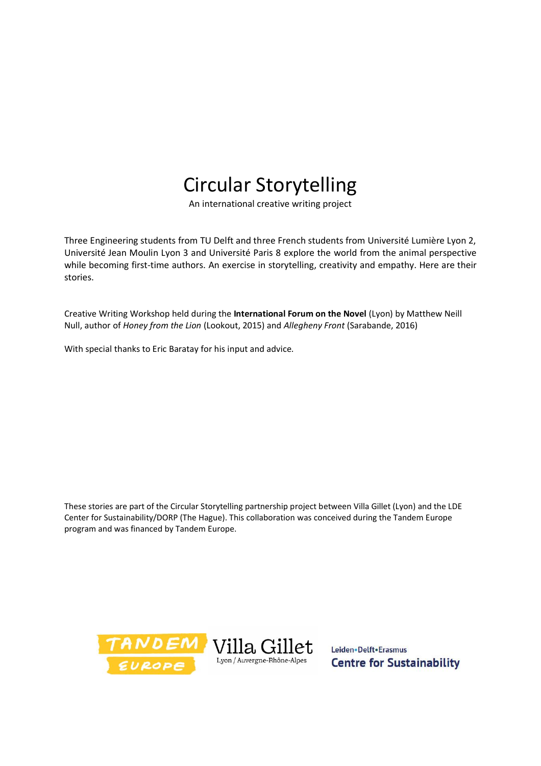# Circular Storytelling

An international creative writing project

Three Engineering students from TU Delft and three French students from Université Lumière Lyon 2, Université Jean Moulin Lyon 3 and Université Paris 8 explore the world from the animal perspective while becoming first-time authors. An exercise in storytelling, creativity and empathy. Here are their stories.

Creative Writing Workshop held during the **International Forum on the Novel** (Lyon) by Matthew Neill Null, author of *Honey from the Lion* (Lookout, 2015) and *Allegheny Front* (Sarabande, 2016)

With special thanks to Eric Baratay for his input and advice.

These stories are part of the Circular Storytelling partnership project between Villa Gillet (Lyon) and the LDE Center for Sustainability/DORP (The Hague). This collaboration was conceived during the Tandem Europe program and was financed by Tandem Europe.

TANDEM EUROPE

Villa Gillet
Lyon / Auvergne-Rhône-Alpes

Leiden•Delft•Erasmus
Centre for Sustainability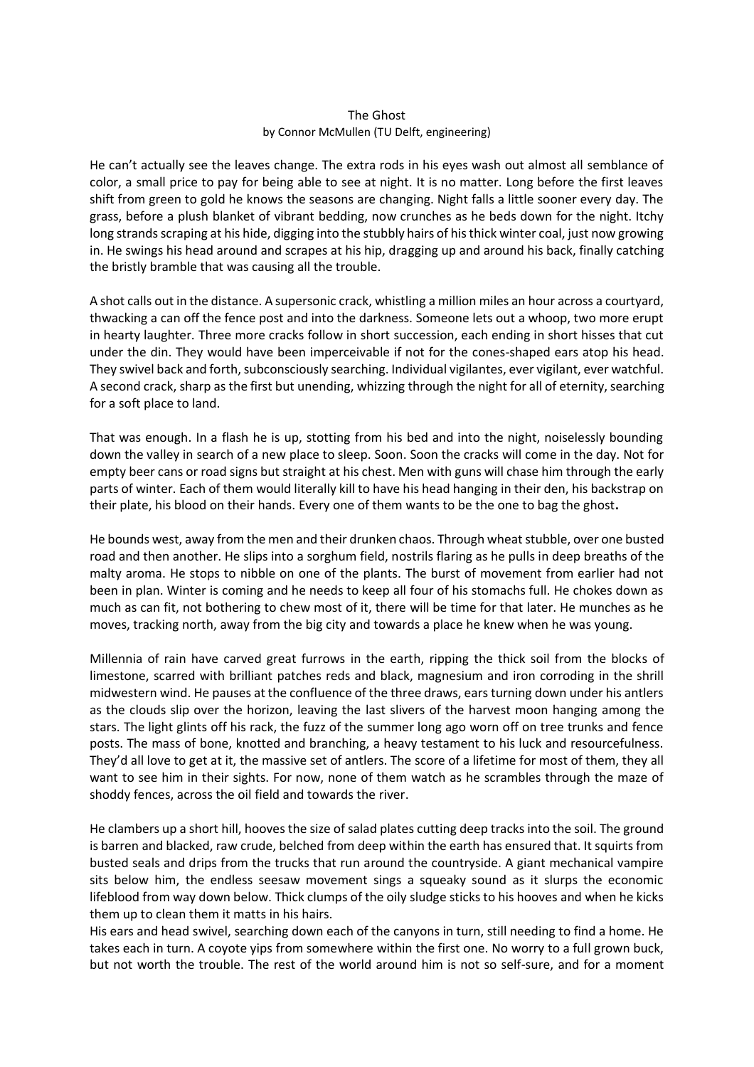The Ghost
by Connor McMullen (TU Delft, engineering)

He can't actually see the leaves change. The extra rods in his eyes wash out almost all semblance of color, a small price to pay for being able to see at night. It is no matter. Long before the first leaves shift from green to gold he knows the seasons are changing. Night falls a little sooner every day. The grass, before a plush blanket of vibrant bedding, now crunches as he beds down for the night. Itchy long strands scraping at his hide, digging into the stubbly hairs of his thick winter coal, just now growing in. He swings his head around and scrapes at his hip, dragging up and around his back, finally catching the bristly bramble that was causing all the trouble.

A shot calls out in the distance. A supersonic crack, whistling a million miles an hour across a courtyard, thwacking a can off the fence post and into the darkness. Someone lets out a whoop, two more erupt in hearty laughter. Three more cracks follow in short succession, each ending in short hisses that cut under the din. They would have been imperceivable if not for the cones-shaped ears atop his head. They swivel back and forth, subconsciously searching. Individual vigilantes, ever vigilant, ever watchful. A second crack, sharp as the first but unending, whizzing through the night for all of eternity, searching for a soft place to land.

That was enough. In a flash he is up, stotting from his bed and into the night, noiselessly bounding down the valley in search of a new place to sleep. Soon. Soon the cracks will come in the day. Not for empty beer cans or road signs but straight at his chest. Men with guns will chase him through the early parts of winter. Each of them would literally kill to have his head hanging in their den, his backstrap on their plate, his blood on their hands. Every one of them wants to be the one to bag the ghost**.**

He bounds west, away from the men and their drunken chaos. Through wheat stubble, over one busted road and then another. He slips into a sorghum field, nostrils flaring as he pulls in deep breaths of the malty aroma. He stops to nibble on one of the plants. The burst of movement from earlier had not been in plan. Winter is coming and he needs to keep all four of his stomachs full. He chokes down as much as can fit, not bothering to chew most of it, there will be time for that later. He munches as he moves, tracking north, away from the big city and towards a place he knew when he was young.

Millennia of rain have carved great furrows in the earth, ripping the thick soil from the blocks of limestone, scarred with brilliant patches reds and black, magnesium and iron corroding in the shrill midwestern wind. He pauses at the confluence of the three draws, ears turning down under his antlers as the clouds slip over the horizon, leaving the last slivers of the harvest moon hanging among the stars. The light glints off his rack, the fuzz of the summer long ago worn off on tree trunks and fence posts. The mass of bone, knotted and branching, a heavy testament to his luck and resourcefulness. They'd all love to get at it, the massive set of antlers. The score of a lifetime for most of them, they all want to see him in their sights. For now, none of them watch as he scrambles through the maze of shoddy fences, across the oil field and towards the river.

He clambers up a short hill, hooves the size of salad plates cutting deep tracks into the soil. The ground is barren and blacked, raw crude, belched from deep within the earth has ensured that. It squirts from busted seals and drips from the trucks that run around the countryside. A giant mechanical vampire sits below him, the endless seesaw movement sings a squeaky sound as it slurps the economic lifeblood from way down below. Thick clumps of the oily sludge sticks to his hooves and when he kicks them up to clean them it matts in his hairs.

His ears and head swivel, searching down each of the canyons in turn, still needing to find a home. He takes each in turn. A coyote yips from somewhere within the first one. No worry to a full grown buck, but not worth the trouble. The rest of the world around him is not so self-sure, and for a moment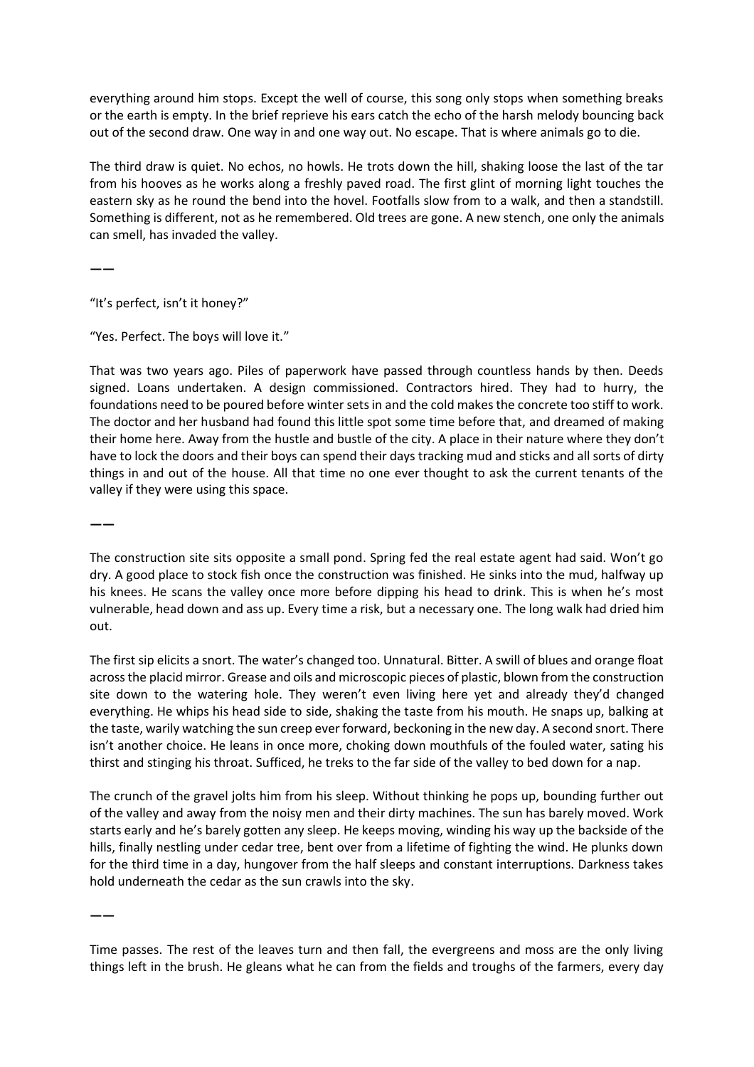everything around him stops. Except the well of course, this song only stops when something breaks or the earth is empty. In the brief reprieve his ears catch the echo of the harsh melody bouncing back out of the second draw. One way in and one way out. No escape. That is where animals go to die.

The third draw is quiet. No echos, no howls. He trots down the hill, shaking loose the last of the tar from his hooves as he works along a freshly paved road. The first glint of morning light touches the eastern sky as he round the bend into the hovel. Footfalls slow from to a walk, and then a standstill. Something is different, not as he remembered. Old trees are gone. A new stench, one only the animals can smell, has invaded the valley.

——

"It's perfect, isn't it honey?"

"Yes. Perfect. The boys will love it."

That was two years ago. Piles of paperwork have passed through countless hands by then. Deeds signed. Loans undertaken. A design commissioned. Contractors hired. They had to hurry, the foundations need to be poured before winter sets in and the cold makes the concrete too stiff to work. The doctor and her husband had found this little spot some time before that, and dreamed of making their home here. Away from the hustle and bustle of the city. A place in their nature where they don't have to lock the doors and their boys can spend their days tracking mud and sticks and all sorts of dirty things in and out of the house. All that time no one ever thought to ask the current tenants of the valley if they were using this space.

——

The construction site sits opposite a small pond. Spring fed the real estate agent had said. Won't go dry. A good place to stock fish once the construction was finished. He sinks into the mud, halfway up his knees. He scans the valley once more before dipping his head to drink. This is when he's most vulnerable, head down and ass up. Every time a risk, but a necessary one. The long walk had dried him out.

The first sip elicits a snort. The water's changed too. Unnatural. Bitter. A swill of blues and orange float across the placid mirror. Grease and oils and microscopic pieces of plastic, blown from the construction site down to the watering hole. They weren't even living here yet and already they'd changed everything. He whips his head side to side, shaking the taste from his mouth. He snaps up, balking at the taste, warily watching the sun creep ever forward, beckoning in the new day. A second snort. There isn't another choice. He leans in once more, choking down mouthfuls of the fouled water, sating his thirst and stinging his throat. Sufficed, he treks to the far side of the valley to bed down for a nap.

The crunch of the gravel jolts him from his sleep. Without thinking he pops up, bounding further out of the valley and away from the noisy men and their dirty machines. The sun has barely moved. Work starts early and he's barely gotten any sleep. He keeps moving, winding his way up the backside of the hills, finally nestling under cedar tree, bent over from a lifetime of fighting the wind. He plunks down for the third time in a day, hungover from the half sleeps and constant interruptions. Darkness takes hold underneath the cedar as the sun crawls into the sky.

——

Time passes. The rest of the leaves turn and then fall, the evergreens and moss are the only living things left in the brush. He gleans what he can from the fields and troughs of the farmers, every day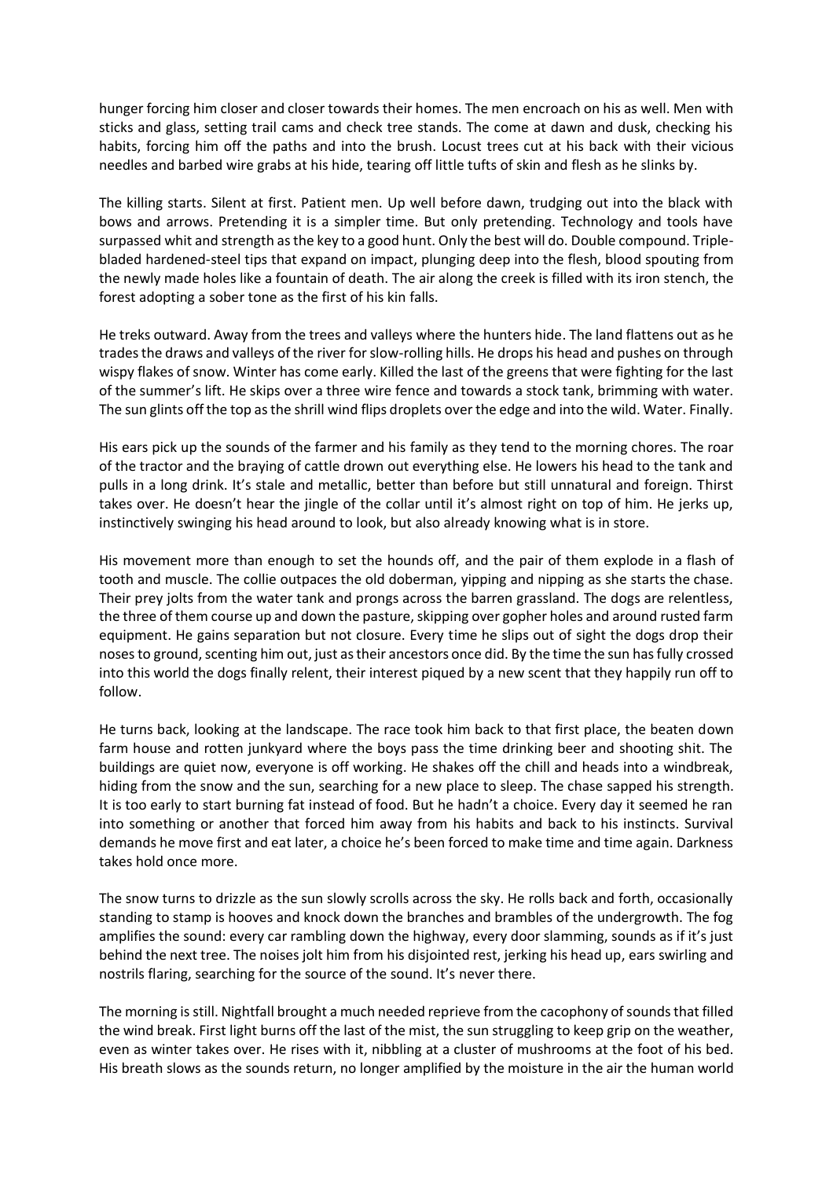hunger forcing him closer and closer towards their homes. The men encroach on his as well. Men with sticks and glass, setting trail cams and check tree stands. The come at dawn and dusk, checking his habits, forcing him off the paths and into the brush. Locust trees cut at his back with their vicious needles and barbed wire grabs at his hide, tearing off little tufts of skin and flesh as he slinks by.

The killing starts. Silent at first. Patient men. Up well before dawn, trudging out into the black with bows and arrows. Pretending it is a simpler time. But only pretending. Technology and tools have surpassed whit and strength as the key to a good hunt. Only the best will do. Double compound. Triple-bladed hardened-steel tips that expand on impact, plunging deep into the flesh, blood spouting from the newly made holes like a fountain of death. The air along the creek is filled with its iron stench, the forest adopting a sober tone as the first of his kin falls.

He treks outward. Away from the trees and valleys where the hunters hide. The land flattens out as he trades the draws and valleys of the river for slow-rolling hills. He drops his head and pushes on through wispy flakes of snow. Winter has come early. Killed the last of the greens that were fighting for the last of the summer's lift. He skips over a three wire fence and towards a stock tank, brimming with water. The sun glints off the top as the shrill wind flips droplets over the edge and into the wild. Water. Finally.

His ears pick up the sounds of the farmer and his family as they tend to the morning chores. The roar of the tractor and the braying of cattle drown out everything else. He lowers his head to the tank and pulls in a long drink. It's stale and metallic, better than before but still unnatural and foreign. Thirst takes over. He doesn't hear the jingle of the collar until it's almost right on top of him. He jerks up, instinctively swinging his head around to look, but also already knowing what is in store.

His movement more than enough to set the hounds off, and the pair of them explode in a flash of tooth and muscle. The collie outpaces the old doberman, yipping and nipping as she starts the chase. Their prey jolts from the water tank and prongs across the barren grassland. The dogs are relentless, the three of them course up and down the pasture, skipping over gopher holes and around rusted farm equipment. He gains separation but not closure. Every time he slips out of sight the dogs drop their noses to ground, scenting him out, just as their ancestors once did. By the time the sun has fully crossed into this world the dogs finally relent, their interest piqued by a new scent that they happily run off to follow.

He turns back, looking at the landscape. The race took him back to that first place, the beaten down farm house and rotten junkyard where the boys pass the time drinking beer and shooting shit. The buildings are quiet now, everyone is off working. He shakes off the chill and heads into a windbreak, hiding from the snow and the sun, searching for a new place to sleep. The chase sapped his strength. It is too early to start burning fat instead of food. But he hadn't a choice. Every day it seemed he ran into something or another that forced him away from his habits and back to his instincts. Survival demands he move first and eat later, a choice he's been forced to make time and time again. Darkness takes hold once more.

The snow turns to drizzle as the sun slowly scrolls across the sky. He rolls back and forth, occasionally standing to stamp is hooves and knock down the branches and brambles of the undergrowth. The fog amplifies the sound: every car rambling down the highway, every door slamming, sounds as if it's just behind the next tree. The noises jolt him from his disjointed rest, jerking his head up, ears swirling and nostrils flaring, searching for the source of the sound. It's never there.

The morning is still. Nightfall brought a much needed reprieve from the cacophony of sounds that filled the wind break. First light burns off the last of the mist, the sun struggling to keep grip on the weather, even as winter takes over. He rises with it, nibbling at a cluster of mushrooms at the foot of his bed. His breath slows as the sounds return, no longer amplified by the moisture in the air the human world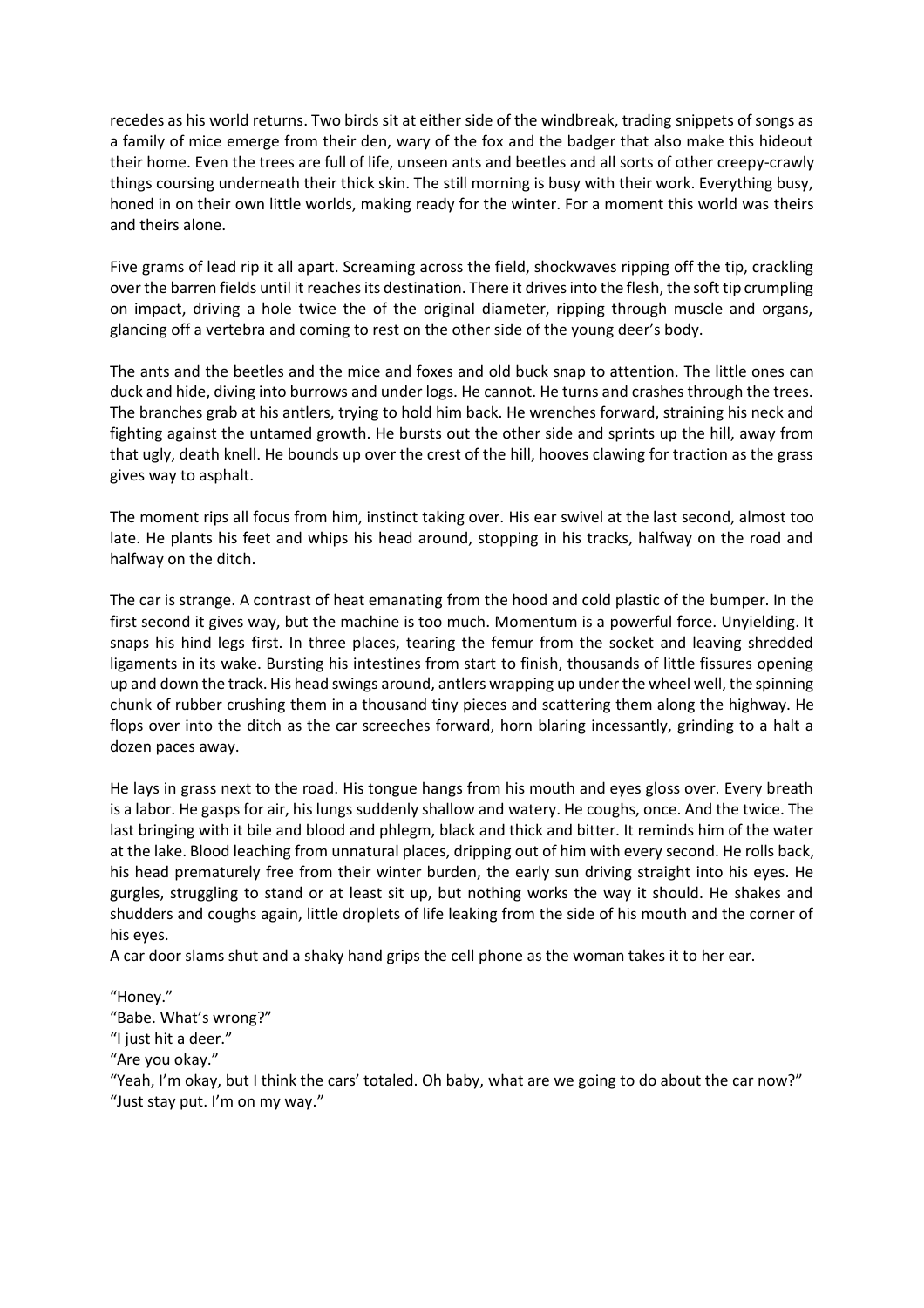recedes as his world returns. Two birds sit at either side of the windbreak, trading snippets of songs as a family of mice emerge from their den, wary of the fox and the badger that also make this hideout their home. Even the trees are full of life, unseen ants and beetles and all sorts of other creepy-crawly things coursing underneath their thick skin. The still morning is busy with their work. Everything busy, honed in on their own little worlds, making ready for the winter. For a moment this world was theirs and theirs alone.

Five grams of lead rip it all apart. Screaming across the field, shockwaves ripping off the tip, crackling over the barren fields until it reaches its destination. There it drives into the flesh, the soft tip crumpling on impact, driving a hole twice the of the original diameter, ripping through muscle and organs, glancing off a vertebra and coming to rest on the other side of the young deer's body.

The ants and the beetles and the mice and foxes and old buck snap to attention. The little ones can duck and hide, diving into burrows and under logs. He cannot. He turns and crashes through the trees. The branches grab at his antlers, trying to hold him back. He wrenches forward, straining his neck and fighting against the untamed growth. He bursts out the other side and sprints up the hill, away from that ugly, death knell. He bounds up over the crest of the hill, hooves clawing for traction as the grass gives way to asphalt.

The moment rips all focus from him, instinct taking over. His ear swivel at the last second, almost too late. He plants his feet and whips his head around, stopping in his tracks, halfway on the road and halfway on the ditch.

The car is strange. A contrast of heat emanating from the hood and cold plastic of the bumper. In the first second it gives way, but the machine is too much. Momentum is a powerful force. Unyielding. It snaps his hind legs first. In three places, tearing the femur from the socket and leaving shredded ligaments in its wake. Bursting his intestines from start to finish, thousands of little fissures opening up and down the track. His head swings around, antlers wrapping up under the wheel well, the spinning chunk of rubber crushing them in a thousand tiny pieces and scattering them along the highway. He flops over into the ditch as the car screeches forward, horn blaring incessantly, grinding to a halt a dozen paces away.

He lays in grass next to the road. His tongue hangs from his mouth and eyes gloss over. Every breath is a labor. He gasps for air, his lungs suddenly shallow and watery. He coughs, once. And the twice. The last bringing with it bile and blood and phlegm, black and thick and bitter. It reminds him of the water at the lake. Blood leaching from unnatural places, dripping out of him with every second. He rolls back, his head prematurely free from their winter burden, the early sun driving straight into his eyes. He gurgles, struggling to stand or at least sit up, but nothing works the way it should. He shakes and shudders and coughs again, little droplets of life leaking from the side of his mouth and the corner of his eyes.

A car door slams shut and a shaky hand grips the cell phone as the woman takes it to her ear.

"Honey."

"Babe. What's wrong?"

"I just hit a deer."

"Are you okay."

"Yeah, I'm okay, but I think the cars' totaled. Oh baby, what are we going to do about the car now?"

"Just stay put. I'm on my way."